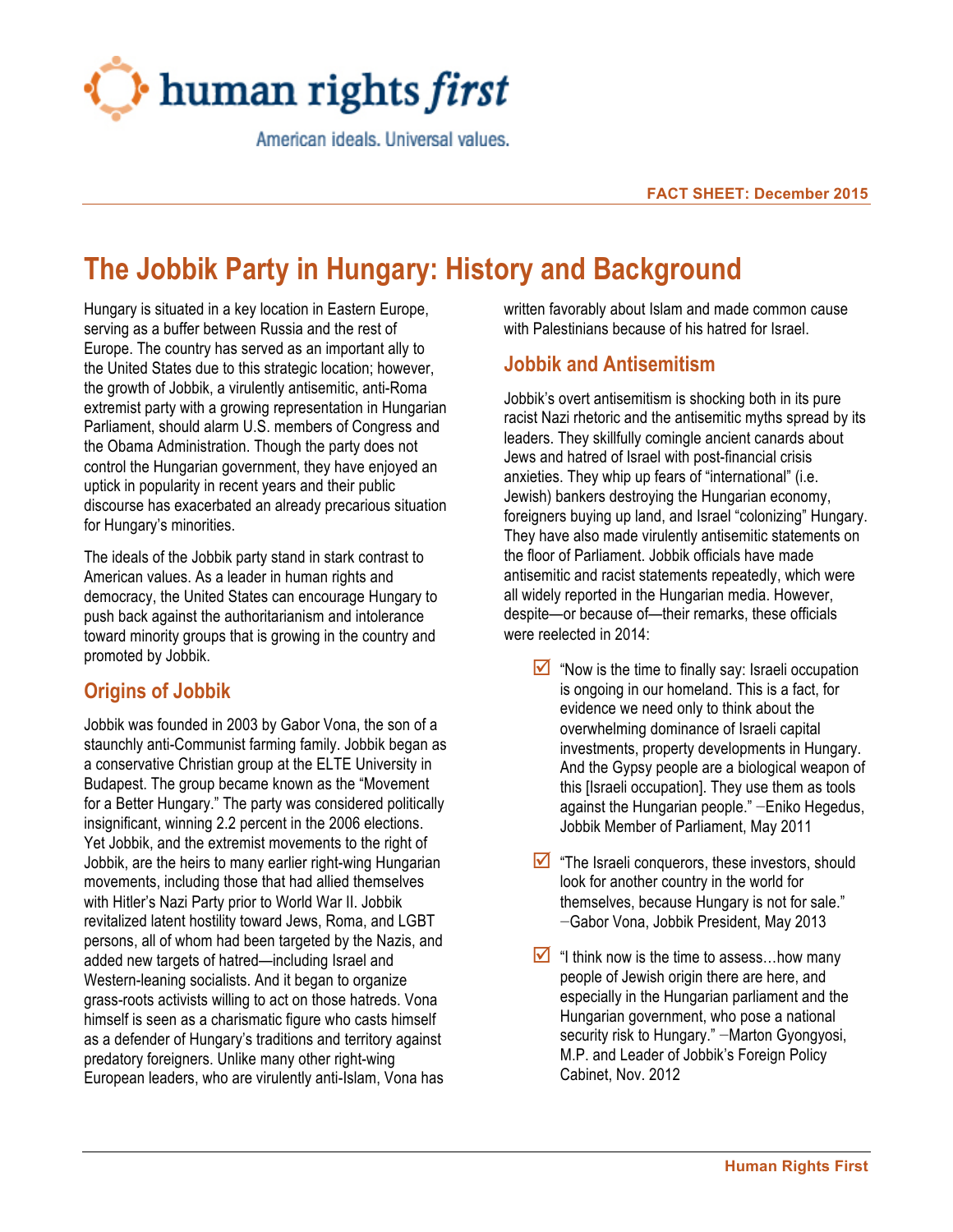human rights *first*

American ideals. Universal values.

**FACT SHEET: December 2015**

# The Jobbik Party in Hungary: History and Background

Hungary is situated in a key location in Eastern Europe, serving as a buffer between Russia and the rest of Europe. The country has served as an important ally to the United States due to this strategic location; however, the growth of Jobbik, a virulently antisemitic, anti-Roma extremist party with a growing representation in Hungarian Parliament, should alarm U.S. members of Congress and the Obama Administration. Though the party does not control the Hungarian government, they have enjoyed an uptick in popularity in recent years and their public discourse has exacerbated an already precarious situation for Hungary's minorities.

The ideals of the Jobbik party stand in stark contrast to American values. As a leader in human rights and democracy, the United States can encourage Hungary to push back against the authoritarianism and intolerance toward minority groups that is growing in the country and promoted by Jobbik.

## Origins of Jobbik

Jobbik was founded in 2003 by Gabor Vona, the son of a staunchly anti-Communist farming family. Jobbik began as a conservative Christian group at the ELTE University in Budapest. The group became known as the "Movement for a Better Hungary." The party was considered politically insignificant, winning 2.2 percent in the 2006 elections. Yet Jobbik, and the extremist movements to the right of Jobbik, are the heirs to many earlier right-wing Hungarian movements, including those that had allied themselves with Hitler's Nazi Party prior to World War II. Jobbik revitalized latent hostility toward Jews, Roma, and LGBT persons, all of whom had been targeted by the Nazis, and added new targets of hatred—including Israel and Western-leaning socialists. And it began to organize grass-roots activists willing to act on those hatreds. Vona himself is seen as a charismatic figure who casts himself as a defender of Hungary's traditions and territory against predatory foreigners. Unlike many other right-wing European leaders, who are virulently anti-Islam, Vona has written favorably about Islam and made common cause with Palestinians because of his hatred for Israel.

## Jobbik and Antisemitism

Jobbik's overt antisemitism is shocking both in its pure racist Nazi rhetoric and the antisemitic myths spread by its leaders. They skillfully comingle ancient canards about Jews and hatred of Israel with post-financial crisis anxieties. They whip up fears of "international" (i.e. Jewish) bankers destroying the Hungarian economy, foreigners buying up land, and Israel "colonizing" Hungary. They have also made virulently antisemitic statements on the floor of Parliament. Jobbik officials have made antisemitic and racist statements repeatedly, which were all widely reported in the Hungarian media. However, despite—or because of—their remarks, these officials were reelected in 2014:

- ☑ "Now is the time to finally say: Israeli occupation is ongoing in our homeland. This is a fact, for evidence we need only to think about the overwhelming dominance of Israeli capital investments, property developments in Hungary. And the Gypsy people are a biological weapon of this [Israeli occupation]. They use them as tools against the Hungarian people." –Eniko Hegedus, Jobbik Member of Parliament, May 2011
- ☑ "The Israeli conquerors, these investors, should look for another country in the world for themselves, because Hungary is not for sale." –Gabor Vona, Jobbik President, May 2013
- ☑ "I think now is the time to assess…how many people of Jewish origin there are here, and especially in the Hungarian parliament and the Hungarian government, who pose a national security risk to Hungary." –Marton Gyongyosi, M.P. and Leader of Jobbik's Foreign Policy Cabinet, Nov. 2012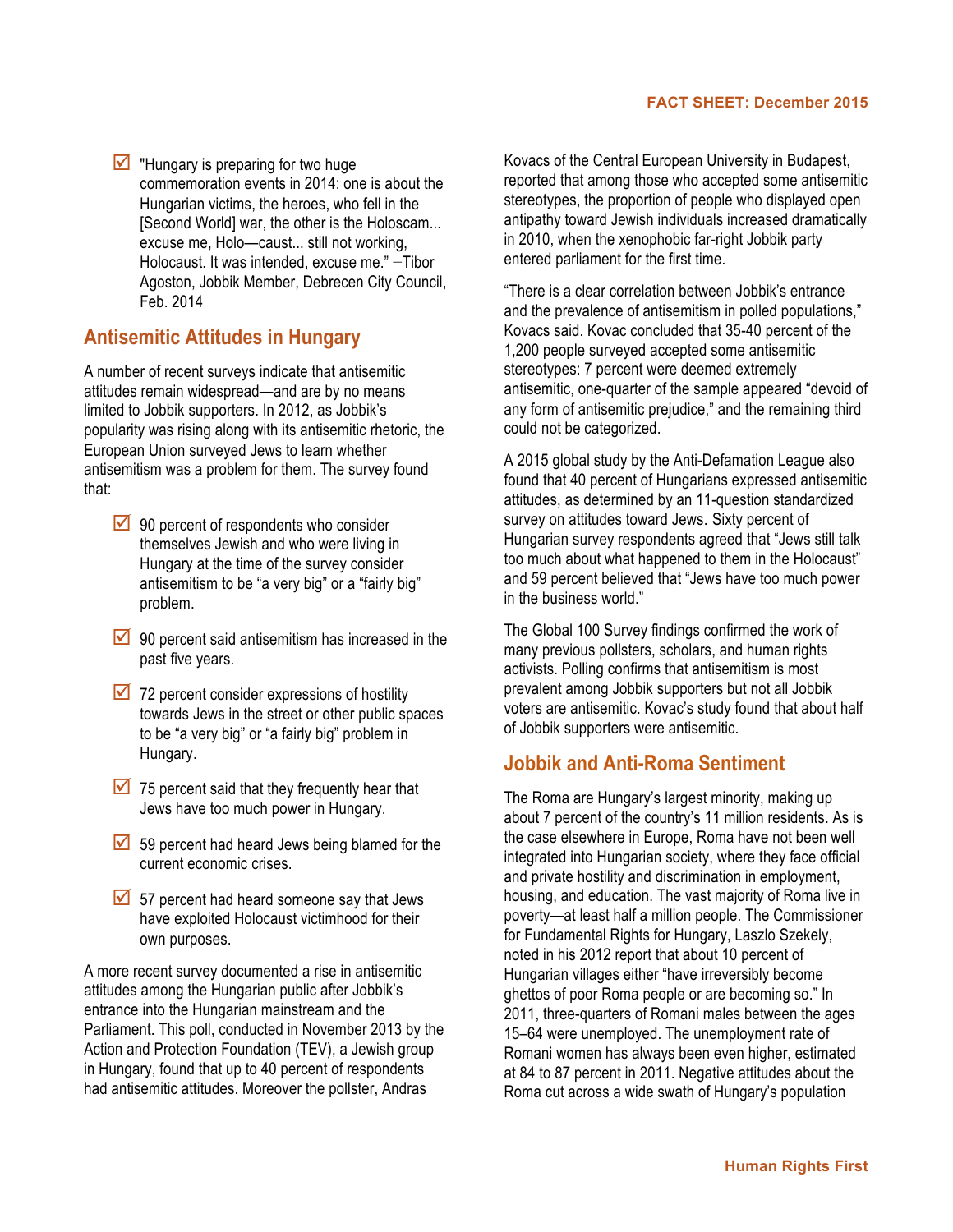- "Hungary is preparing for two huge commemoration events in 2014: one is about the Hungarian victims, the heroes, who fell in the [Second World] war, the other is the Holoscam... excuse me, Holo—caust... still not working, Holocaust. It was intended, excuse me." –Tibor Agoston, Jobbik Member, Debrecen City Council, Feb. 2014

## Antisemitic Attitudes in Hungary

A number of recent surveys indicate that antisemitic attitudes remain widespread—and are by no means limited to Jobbik supporters. In 2012, as Jobbik's popularity was rising along with its antisemitic rhetoric, the European Union surveyed Jews to learn whether antisemitism was a problem for them. The survey found that:

- 90 percent of respondents who consider themselves Jewish and who were living in Hungary at the time of the survey consider antisemitism to be "a very big" or a "fairly big" problem.
- 90 percent said antisemitism has increased in the past five years.
- 72 percent consider expressions of hostility towards Jews in the street or other public spaces to be "a very big" or "a fairly big" problem in Hungary.
- 75 percent said that they frequently hear that Jews have too much power in Hungary.
- 59 percent had heard Jews being blamed for the current economic crises.
- 57 percent had heard someone say that Jews have exploited Holocaust victimhood for their own purposes.

A more recent survey documented a rise in antisemitic attitudes among the Hungarian public after Jobbik's entrance into the Hungarian mainstream and the Parliament. This poll, conducted in November 2013 by the Action and Protection Foundation (TEV), a Jewish group in Hungary, found that up to 40 percent of respondents had antisemitic attitudes. Moreover the pollster, Andras Kovacs of the Central European University in Budapest, reported that among those who accepted some antisemitic stereotypes, the proportion of people who displayed open antipathy toward Jewish individuals increased dramatically in 2010, when the xenophobic far-right Jobbik party entered parliament for the first time.

"There is a clear correlation between Jobbik's entrance and the prevalence of antisemitism in polled populations," Kovacs said. Kovac concluded that 35-40 percent of the 1,200 people surveyed accepted some antisemitic stereotypes: 7 percent were deemed extremely antisemitic, one-quarter of the sample appeared "devoid of any form of antisemitic prejudice," and the remaining third could not be categorized.

A 2015 global study by the Anti-Defamation League also found that 40 percent of Hungarians expressed antisemitic attitudes, as determined by an 11-question standardized survey on attitudes toward Jews. Sixty percent of Hungarian survey respondents agreed that "Jews still talk too much about what happened to them in the Holocaust" and 59 percent believed that "Jews have too much power in the business world."

The Global 100 Survey findings confirmed the work of many previous pollsters, scholars, and human rights activists. Polling confirms that antisemitism is most prevalent among Jobbik supporters but not all Jobbik voters are antisemitic. Kovac's study found that about half of Jobbik supporters were antisemitic.

## Jobbik and Anti-Roma Sentiment

The Roma are Hungary's largest minority, making up about 7 percent of the country's 11 million residents. As is the case elsewhere in Europe, Roma have not been well integrated into Hungarian society, where they face official and private hostility and discrimination in employment, housing, and education. The vast majority of Roma live in poverty—at least half a million people. The Commissioner for Fundamental Rights for Hungary, Laszlo Szekely, noted in his 2012 report that about 10 percent of Hungarian villages either "have irreversibly become ghettos of poor Roma people or are becoming so." In 2011, three-quarters of Romani males between the ages 15–64 were unemployed. The unemployment rate of Romani women has always been even higher, estimated at 84 to 87 percent in 2011. Negative attitudes about the Roma cut across a wide swath of Hungary's population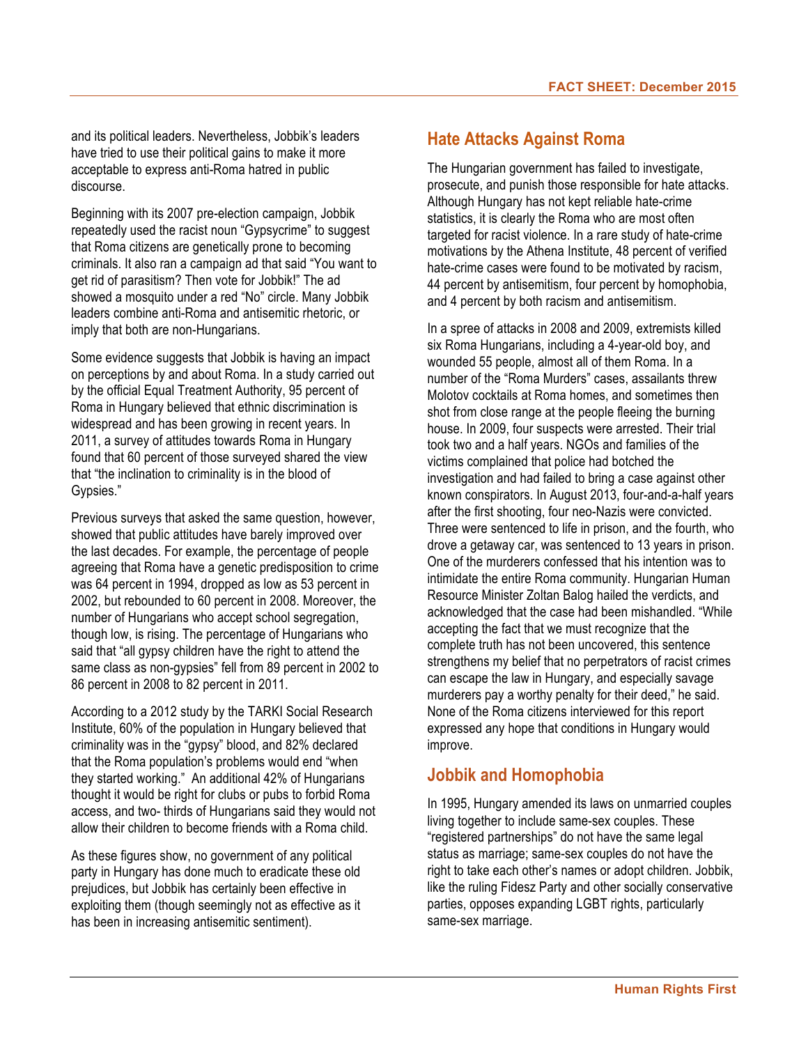and its political leaders. Nevertheless, Jobbik's leaders have tried to use their political gains to make it more acceptable to express anti-Roma hatred in public discourse.

Beginning with its 2007 pre-election campaign, Jobbik repeatedly used the racist noun "Gypsycrime" to suggest that Roma citizens are genetically prone to becoming criminals. It also ran a campaign ad that said "You want to get rid of parasitism? Then vote for Jobbik!" The ad showed a mosquito under a red "No" circle. Many Jobbik leaders combine anti-Roma and antisemitic rhetoric, or imply that both are non-Hungarians.

Some evidence suggests that Jobbik is having an impact on perceptions by and about Roma. In a study carried out by the official Equal Treatment Authority, 95 percent of Roma in Hungary believed that ethnic discrimination is widespread and has been growing in recent years. In 2011, a survey of attitudes towards Roma in Hungary found that 60 percent of those surveyed shared the view that "the inclination to criminality is in the blood of Gypsies."

Previous surveys that asked the same question, however, showed that public attitudes have barely improved over the last decades. For example, the percentage of people agreeing that Roma have a genetic predisposition to crime was 64 percent in 1994, dropped as low as 53 percent in 2002, but rebounded to 60 percent in 2008. Moreover, the number of Hungarians who accept school segregation, though low, is rising. The percentage of Hungarians who said that "all gypsy children have the right to attend the same class as non-gypsies" fell from 89 percent in 2002 to 86 percent in 2008 to 82 percent in 2011.

According to a 2012 study by the TARKI Social Research Institute, 60% of the population in Hungary believed that criminality was in the "gypsy" blood, and 82% declared that the Roma population's problems would end "when they started working." An additional 42% of Hungarians thought it would be right for clubs or pubs to forbid Roma access, and two- thirds of Hungarians said they would not allow their children to become friends with a Roma child.

As these figures show, no government of any political party in Hungary has done much to eradicate these old prejudices, but Jobbik has certainly been effective in exploiting them (though seemingly not as effective as it has been in increasing antisemitic sentiment).

## Hate Attacks Against Roma

The Hungarian government has failed to investigate, prosecute, and punish those responsible for hate attacks. Although Hungary has not kept reliable hate-crime statistics, it is clearly the Roma who are most often targeted for racist violence. In a rare study of hate-crime motivations by the Athena Institute, 48 percent of verified hate-crime cases were found to be motivated by racism, 44 percent by antisemitism, four percent by homophobia, and 4 percent by both racism and antisemitism.

In a spree of attacks in 2008 and 2009, extremists killed six Roma Hungarians, including a 4-year-old boy, and wounded 55 people, almost all of them Roma. In a number of the "Roma Murders" cases, assailants threw Molotov cocktails at Roma homes, and sometimes then shot from close range at the people fleeing the burning house. In 2009, four suspects were arrested. Their trial took two and a half years. NGOs and families of the victims complained that police had botched the investigation and had failed to bring a case against other known conspirators. In August 2013, four-and-a-half years after the first shooting, four neo-Nazis were convicted. Three were sentenced to life in prison, and the fourth, who drove a getaway car, was sentenced to 13 years in prison. One of the murderers confessed that his intention was to intimidate the entire Roma community. Hungarian Human Resource Minister Zoltan Balog hailed the verdicts, and acknowledged that the case had been mishandled. "While accepting the fact that we must recognize that the complete truth has not been uncovered, this sentence strengthens my belief that no perpetrators of racist crimes can escape the law in Hungary, and especially savage murderers pay a worthy penalty for their deed," he said. None of the Roma citizens interviewed for this report expressed any hope that conditions in Hungary would improve.

## Jobbik and Homophobia

In 1995, Hungary amended its laws on unmarried couples living together to include same-sex couples. These "registered partnerships" do not have the same legal status as marriage; same-sex couples do not have the right to take each other's names or adopt children. Jobbik, like the ruling Fidesz Party and other socially conservative parties, opposes expanding LGBT rights, particularly same-sex marriage.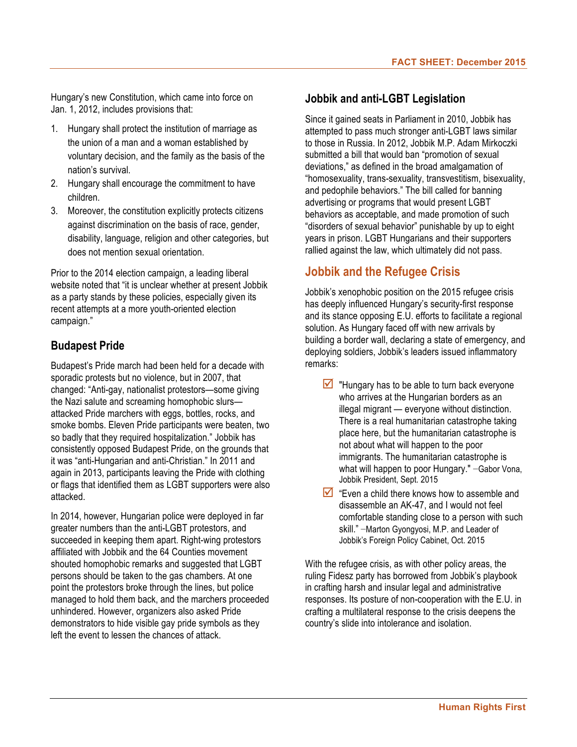Hungary's new Constitution, which came into force on Jan. 1, 2012, includes provisions that:

1. Hungary shall protect the institution of marriage as the union of a man and a woman established by voluntary decision, and the family as the basis of the nation's survival.
2. Hungary shall encourage the commitment to have children.
3. Moreover, the constitution explicitly protects citizens against discrimination on the basis of race, gender, disability, language, religion and other categories, but does not mention sexual orientation.

Prior to the 2014 election campaign, a leading liberal website noted that "it is unclear whether at present Jobbik as a party stands by these policies, especially given its recent attempts at a more youth-oriented election campaign."

### Budapest Pride

Budapest's Pride march had been held for a decade with sporadic protests but no violence, but in 2007, that changed: "Anti-gay, nationalist protestors—some giving the Nazi salute and screaming homophobic slurs—attacked Pride marchers with eggs, bottles, rocks, and smoke bombs. Eleven Pride participants were beaten, two so badly that they required hospitalization." Jobbik has consistently opposed Budapest Pride, on the grounds that it was "anti-Hungarian and anti-Christian." In 2011 and again in 2013, participants leaving the Pride with clothing or flags that identified them as LGBT supporters were also attacked.

In 2014, however, Hungarian police were deployed in far greater numbers than the anti-LGBT protestors, and succeeded in keeping them apart. Right-wing protestors affiliated with Jobbik and the 64 Counties movement shouted homophobic remarks and suggested that LGBT persons should be taken to the gas chambers. At one point the protestors broke through the lines, but police managed to hold them back, and the marchers proceeded unhindered. However, organizers also asked Pride demonstrators to hide visible gay pride symbols as they left the event to lessen the chances of attack.

### Jobbik and anti-LGBT Legislation

Since it gained seats in Parliament in 2010, Jobbik has attempted to pass much stronger anti-LGBT laws similar to those in Russia. In 2012, Jobbik M.P. Adam Mirkoczki submitted a bill that would ban "promotion of sexual deviations," as defined in the broad amalgamation of "homosexuality, trans-sexuality, transvestitism, bisexuality, and pedophile behaviors." The bill called for banning advertising or programs that would present LGBT behaviors as acceptable, and made promotion of such "disorders of sexual behavior" punishable by up to eight years in prison. LGBT Hungarians and their supporters rallied against the law, which ultimately did not pass.

## Jobbik and the Refugee Crisis

Jobbik's xenophobic position on the 2015 refugee crisis has deeply influenced Hungary's security-first response and its stance opposing E.U. efforts to facilitate a regional solution. As Hungary faced off with new arrivals by building a border wall, declaring a state of emergency, and deploying soldiers, Jobbik's leaders issued inflammatory remarks:

- ☑ "Hungary has to be able to turn back everyone who arrives at the Hungarian borders as an illegal migrant — everyone without distinction. There is a real humanitarian catastrophe taking place here, but the humanitarian catastrophe is not about what will happen to the poor immigrants. The humanitarian catastrophe is what will happen to poor Hungary." –Gabor Vona, Jobbik President, Sept. 2015
- ☑ "Even a child there knows how to assemble and disassemble an AK-47, and I would not feel comfortable standing close to a person with such skill." –Marton Gyongyosi, M.P. and Leader of Jobbik's Foreign Policy Cabinet, Oct. 2015

With the refugee crisis, as with other policy areas, the ruling Fidesz party has borrowed from Jobbik's playbook in crafting harsh and insular legal and administrative responses. Its posture of non-cooperation with the E.U. in crafting a multilateral response to the crisis deepens the country's slide into intolerance and isolation.